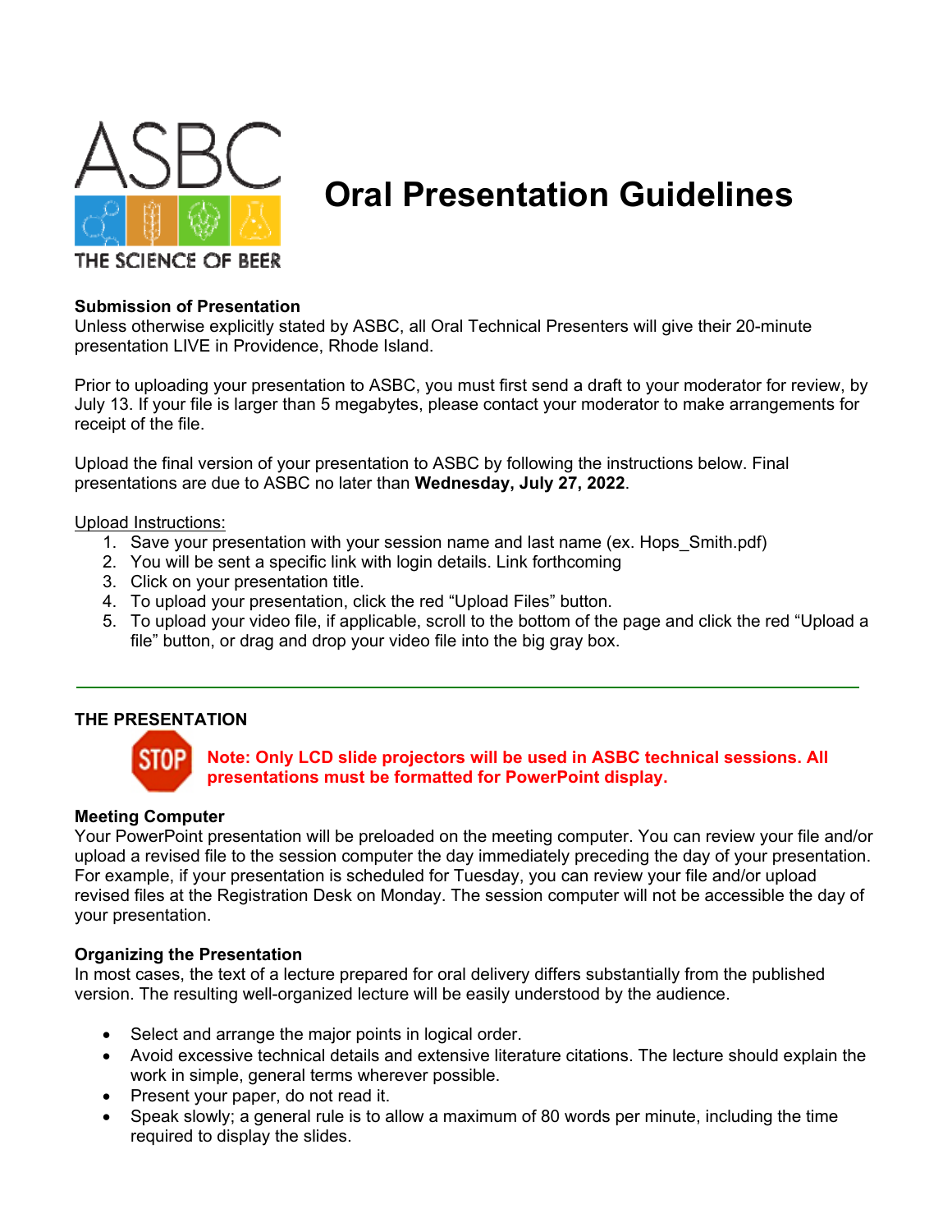# Oral Presentation Guidelines

**Submission of Presentation**

Unless otherwise explicitly stated by ASBC, all Oral Technical Presenters will give their 20-minute presentation LIVE in Providence, Rhode Island.

Prior to uploading your presentation to ASBC, you must first send a draft to your moderator for review, by July 13. If your file is larger than 5 megabytes, please contact your moderator to make arrangements for receipt of the file.

Upload the final version of your presentation to ASBC by following the instructions below. Final presentations are due to ASBC no later than **Wednesday, July 27, 2022**.

Upload Instructions:

1. Save your presentation with your session name and last name (ex. Hops_Smith.pdf)
2. You will be sent a specific link with login details. Link forthcoming
3. Click on your presentation title.
4. To upload your presentation, click the red "Upload Files" button.
5. To upload your video file, if applicable, scroll to the bottom of the page and click the red "Upload a file" button, or drag and drop your video file into the big gray box.

---

**THE PRESENTATION**

STOP **Note: Only LCD slide projectors will be used in ASBC technical sessions. All presentations must be formatted for PowerPoint display.**

**Meeting Computer**

Your PowerPoint presentation will be preloaded on the meeting computer. You can review your file and/or upload a revised file to the session computer the day immediately preceding the day of your presentation. For example, if your presentation is scheduled for Tuesday, you can review your file and/or upload revised files at the Registration Desk on Monday. The session computer will not be accessible the day of your presentation.

**Organizing the Presentation**

In most cases, the text of a lecture prepared for oral delivery differs substantially from the published version. The resulting well-organized lecture will be easily understood by the audience.

- Select and arrange the major points in logical order.
- Avoid excessive technical details and extensive literature citations. The lecture should explain the work in simple, general terms wherever possible.
- Present your paper, do not read it.
- Speak slowly; a general rule is to allow a maximum of 80 words per minute, including the time required to display the slides.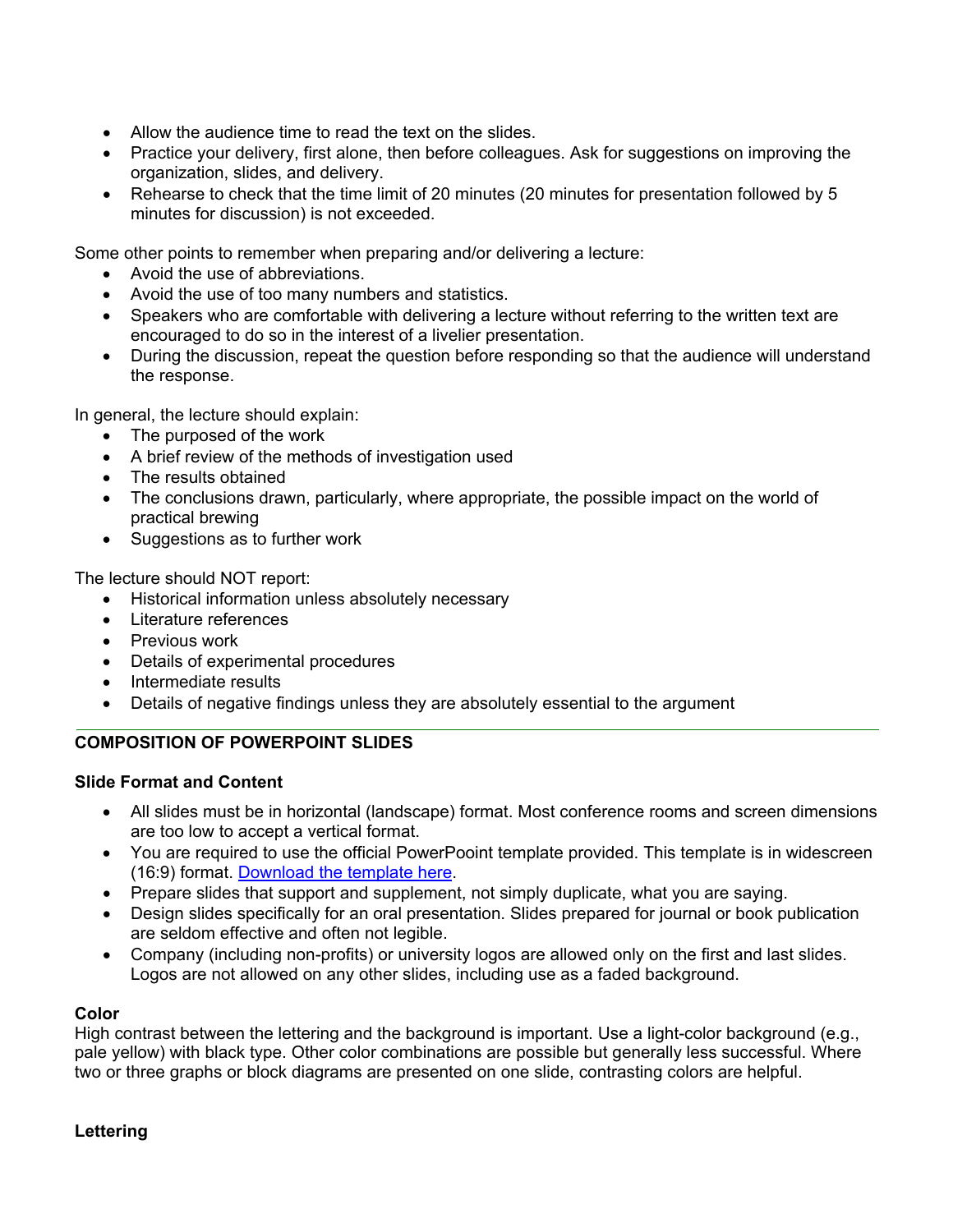- Allow the audience time to read the text on the slides.
- Practice your delivery, first alone, then before colleagues. Ask for suggestions on improving the organization, slides, and delivery.
- Rehearse to check that the time limit of 20 minutes (20 minutes for presentation followed by 5 minutes for discussion) is not exceeded.

Some other points to remember when preparing and/or delivering a lecture:

- Avoid the use of abbreviations.
- Avoid the use of too many numbers and statistics.
- Speakers who are comfortable with delivering a lecture without referring to the written text are encouraged to do so in the interest of a livelier presentation.
- During the discussion, repeat the question before responding so that the audience will understand the response.

In general, the lecture should explain:

- The purposed of the work
- A brief review of the methods of investigation used
- The results obtained
- The conclusions drawn, particularly, where appropriate, the possible impact on the world of practical brewing
- Suggestions as to further work

The lecture should NOT report:

- Historical information unless absolutely necessary
- Literature references
- Previous work
- Details of experimental procedures
- Intermediate results
- Details of negative findings unless they are absolutely essential to the argument

---

## COMPOSITION OF POWERPOINT SLIDES

### Slide Format and Content

- All slides must be in horizontal (landscape) format. Most conference rooms and screen dimensions are too low to accept a vertical format.
- You are required to use the official PowerPooint template provided. This template is in widescreen (16:9) format. Download the template here.
- Prepare slides that support and supplement, not simply duplicate, what you are saying.
- Design slides specifically for an oral presentation. Slides prepared for journal or book publication are seldom effective and often not legible.
- Company (including non-profits) or university logos are allowed only on the first and last slides. Logos are not allowed on any other slides, including use as a faded background.

### Color

High contrast between the lettering and the background is important. Use a light-color background (e.g., pale yellow) with black type. Other color combinations are possible but generally less successful. Where two or three graphs or block diagrams are presented on one slide, contrasting colors are helpful.

### Lettering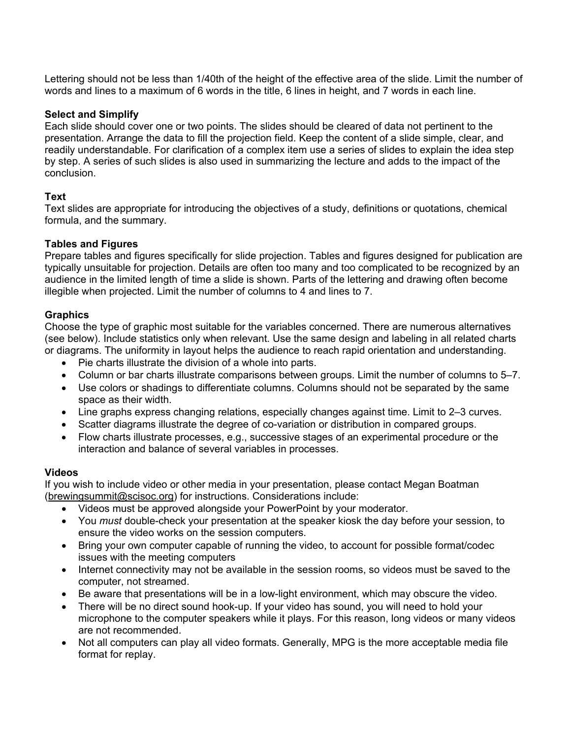Lettering should not be less than 1/40th of the height of the effective area of the slide. Limit the number of words and lines to a maximum of 6 words in the title, 6 lines in height, and 7 words in each line.

**Select and Simplify**
Each slide should cover one or two points. The slides should be cleared of data not pertinent to the presentation. Arrange the data to fill the projection field. Keep the content of a slide simple, clear, and readily understandable. For clarification of a complex item use a series of slides to explain the idea step by step. A series of such slides is also used in summarizing the lecture and adds to the impact of the conclusion.

**Text**
Text slides are appropriate for introducing the objectives of a study, definitions or quotations, chemical formula, and the summary.

**Tables and Figures**
Prepare tables and figures specifically for slide projection. Tables and figures designed for publication are typically unsuitable for projection. Details are often too many and too complicated to be recognized by an audience in the limited length of time a slide is shown. Parts of the lettering and drawing often become illegible when projected. Limit the number of columns to 4 and lines to 7.

**Graphics**
Choose the type of graphic most suitable for the variables concerned. There are numerous alternatives (see below). Include statistics only when relevant. Use the same design and labeling in all related charts or diagrams. The uniformity in layout helps the audience to reach rapid orientation and understanding.

- Pie charts illustrate the division of a whole into parts.
- Column or bar charts illustrate comparisons between groups. Limit the number of columns to 5–7.
- Use colors or shadings to differentiate columns. Columns should not be separated by the same space as their width.
- Line graphs express changing relations, especially changes against time. Limit to 2–3 curves.
- Scatter diagrams illustrate the degree of co-variation or distribution in compared groups.
- Flow charts illustrate processes, e.g., successive stages of an experimental procedure or the interaction and balance of several variables in processes.

**Videos**
If you wish to include video or other media in your presentation, please contact Megan Boatman (brewingsummit@scisoc.org) for instructions. Considerations include:

- Videos must be approved alongside your PowerPoint by your moderator.
- You *must* double-check your presentation at the speaker kiosk the day before your session, to ensure the video works on the session computers.
- Bring your own computer capable of running the video, to account for possible format/codec issues with the meeting computers
- Internet connectivity may not be available in the session rooms, so videos must be saved to the computer, not streamed.
- Be aware that presentations will be in a low-light environment, which may obscure the video.
- There will be no direct sound hook-up. If your video has sound, you will need to hold your microphone to the computer speakers while it plays. For this reason, long videos or many videos are not recommended.
- Not all computers can play all video formats. Generally, MPG is the more acceptable media file format for replay.